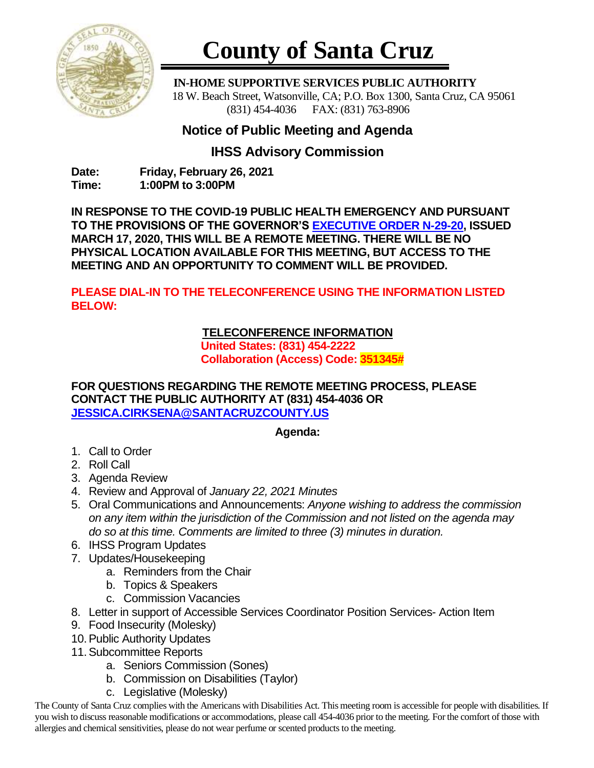# County of Santa Cruz

**IN-HOME SUPPORTIVE SERVICES PUBLIC AUTHORITY**
18 W. Beach Street, Watsonville, CA; P.O. Box 1300, Santa Cruz, CA 95061
(831) 454-4036 FAX: (831) 763-8906

## Notice of Public Meeting and Agenda

## IHSS Advisory Commission

**Date:** **Friday, February 26, 2021**
**Time:** **1:00PM to 3:00PM**

**IN RESPONSE TO THE COVID-19 PUBLIC HEALTH EMERGENCY AND PURSUANT TO THE PROVISIONS OF THE GOVERNOR'S EXECUTIVE ORDER N-29-20, ISSUED MARCH 17, 2020, THIS WILL BE A REMOTE MEETING. THERE WILL BE NO PHYSICAL LOCATION AVAILABLE FOR THIS MEETING, BUT ACCESS TO THE MEETING AND AN OPPORTUNITY TO COMMENT WILL BE PROVIDED.**

**PLEASE DIAL-IN TO THE TELECONFERENCE USING THE INFORMATION LISTED BELOW:**

**TELECONFERENCE INFORMATION**
**United States: (831) 454-2222**
**Collaboration (Access) Code: 351345#**

**FOR QUESTIONS REGARDING THE REMOTE MEETING PROCESS, PLEASE CONTACT THE PUBLIC AUTHORITY AT (831) 454-4036 OR JESSICA.CIRKSENA@SANTACRUZCOUNTY.US**

**Agenda:**

1. Call to Order
2. Roll Call
3. Agenda Review
4. Review and Approval of *January 22, 2021 Minutes*
5. Oral Communications and Announcements: *Anyone wishing to address the commission on any item within the jurisdiction of the Commission and not listed on the agenda may do so at this time. Comments are limited to three (3) minutes in duration.*
6. IHSS Program Updates
7. Updates/Housekeeping
    a. Reminders from the Chair
    b. Topics & Speakers
    c. Commission Vacancies
8. Letter in support of Accessible Services Coordinator Position Services- Action Item
9. Food Insecurity (Molesky)
10. Public Authority Updates
11. Subcommittee Reports
    a. Seniors Commission (Sones)
    b. Commission on Disabilities (Taylor)
    c. Legislative (Molesky)

The County of Santa Cruz complies with the Americans with Disabilities Act. This meeting room is accessible for people with disabilities. If you wish to discuss reasonable modifications or accommodations, please call 454-4036 prior to the meeting. For the comfort of those with allergies and chemical sensitivities, please do not wear perfume or scented products to the meeting.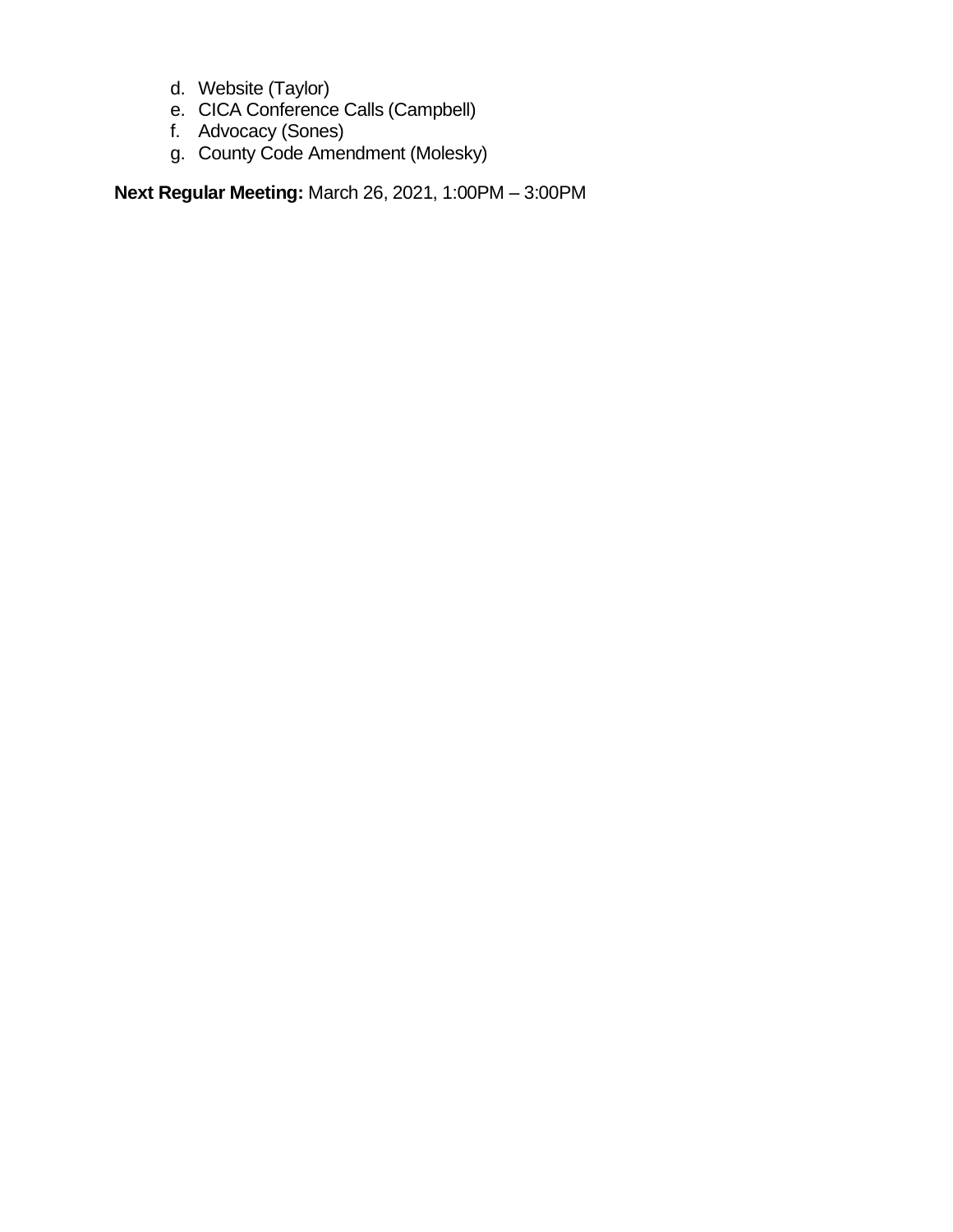d. Website (Taylor)
e. CICA Conference Calls (Campbell)
f. Advocacy (Sones)
g. County Code Amendment (Molesky)

**Next Regular Meeting:** March 26, 2021, 1:00PM – 3:00PM